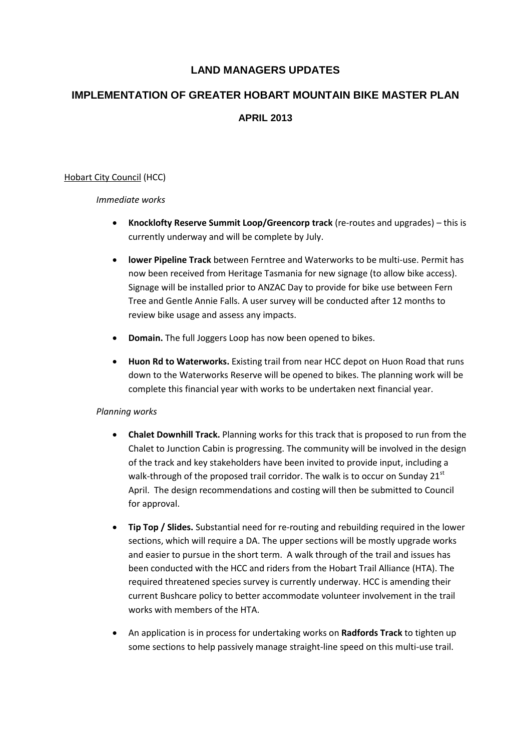# LAND MANAGERS UPDATES

## IMPLEMENTATION OF GREATER HOBART MOUNTAIN BIKE MASTER PLAN

### APRIL 2013

Hobart City Council (HCC)

*Immediate works*

- **Knocklofty Reserve Summit Loop/Greencorp track** (re-routes and upgrades) – this is currently underway and will be complete by July.
- **lower Pipeline Track** between Ferntree and Waterworks to be multi-use. Permit has now been received from Heritage Tasmania for new signage (to allow bike access). Signage will be installed prior to ANZAC Day to provide for bike use between Fern Tree and Gentle Annie Falls. A user survey will be conducted after 12 months to review bike usage and assess any impacts.
- **Domain.** The full Joggers Loop has now been opened to bikes.
- **Huon Rd to Waterworks.** Existing trail from near HCC depot on Huon Road that runs down to the Waterworks Reserve will be opened to bikes. The planning work will be complete this financial year with works to be undertaken next financial year.

*Planning works*

- **Chalet Downhill Track.** Planning works for this track that is proposed to run from the Chalet to Junction Cabin is progressing. The community will be involved in the design of the track and key stakeholders have been invited to provide input, including a walk-through of the proposed trail corridor. The walk is to occur on Sunday 21st April. The design recommendations and costing will then be submitted to Council for approval.
- **Tip Top / Slides.** Substantial need for re-routing and rebuilding required in the lower sections, which will require a DA. The upper sections will be mostly upgrade works and easier to pursue in the short term. A walk through of the trail and issues has been conducted with the HCC and riders from the Hobart Trail Alliance (HTA). The required threatened species survey is currently underway. HCC is amending their current Bushcare policy to better accommodate volunteer involvement in the trail works with members of the HTA.
- An application is in process for undertaking works on **Radfords Track** to tighten up some sections to help passively manage straight-line speed on this multi-use trail.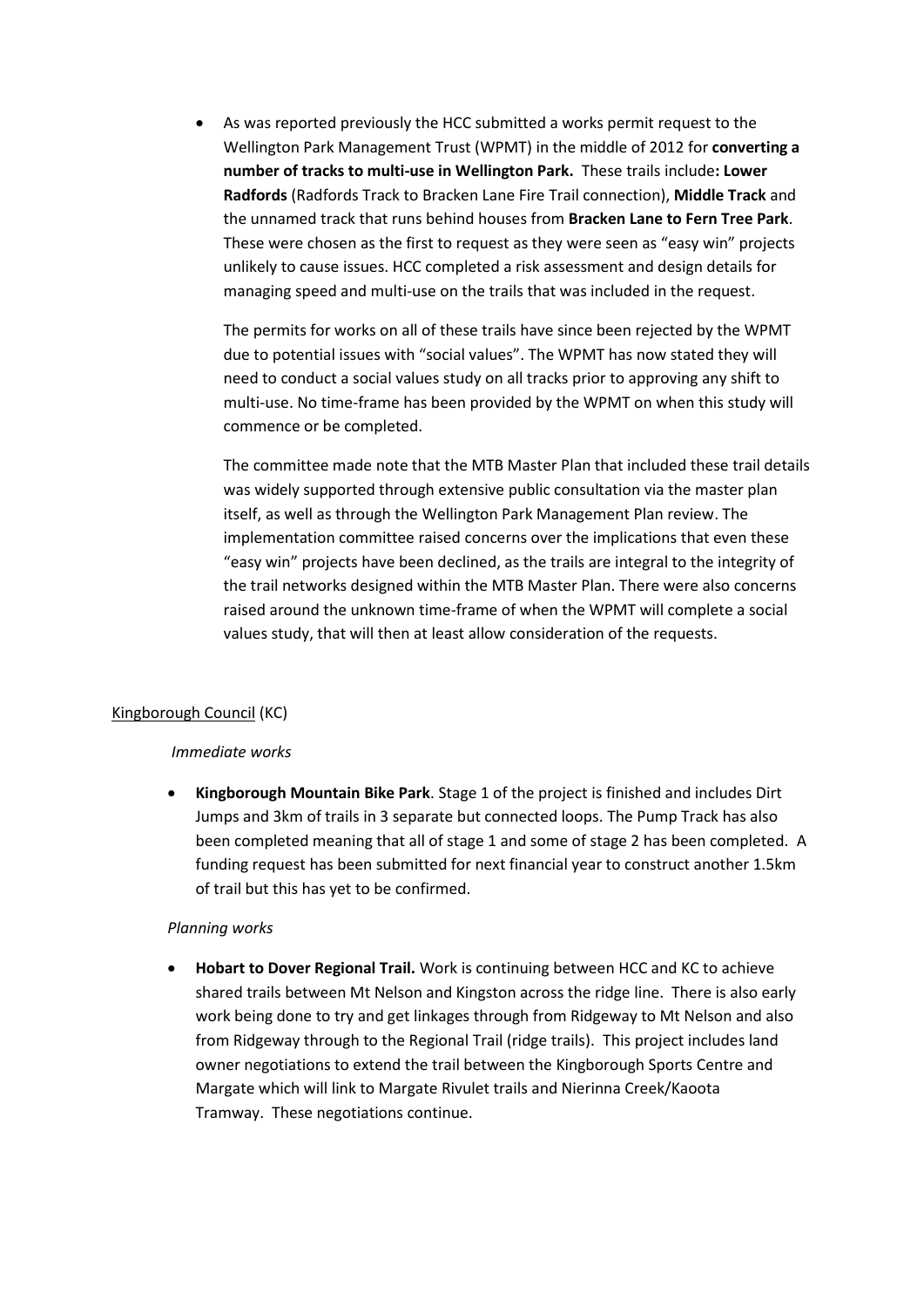- As was reported previously the HCC submitted a works permit request to the Wellington Park Management Trust (WPMT) in the middle of 2012 for **converting a number of tracks to multi-use in Wellington Park.** These trails include**: Lower Radfords** (Radfords Track to Bracken Lane Fire Trail connection), **Middle Track** and the unnamed track that runs behind houses from **Bracken Lane to Fern Tree Park**. These were chosen as the first to request as they were seen as "easy win" projects unlikely to cause issues. HCC completed a risk assessment and design details for managing speed and multi-use on the trails that was included in the request.

  The permits for works on all of these trails have since been rejected by the WPMT due to potential issues with "social values". The WPMT has now stated they will need to conduct a social values study on all tracks prior to approving any shift to multi-use. No time-frame has been provided by the WPMT on when this study will commence or be completed.

  The committee made note that the MTB Master Plan that included these trail details was widely supported through extensive public consultation via the master plan itself, as well as through the Wellington Park Management Plan review. The implementation committee raised concerns over the implications that even these "easy win" projects have been declined, as the trails are integral to the integrity of the trail networks designed within the MTB Master Plan. There were also concerns raised around the unknown time-frame of when the WPMT will complete a social values study, that will then at least allow consideration of the requests.

Kingborough Council (KC)

*Immediate works*

- **Kingborough Mountain Bike Park**. Stage 1 of the project is finished and includes Dirt Jumps and 3km of trails in 3 separate but connected loops. The Pump Track has also been completed meaning that all of stage 1 and some of stage 2 has been completed. A funding request has been submitted for next financial year to construct another 1.5km of trail but this has yet to be confirmed.

*Planning works*

- **Hobart to Dover Regional Trail.** Work is continuing between HCC and KC to achieve shared trails between Mt Nelson and Kingston across the ridge line. There is also early work being done to try and get linkages through from Ridgeway to Mt Nelson and also from Ridgeway through to the Regional Trail (ridge trails). This project includes land owner negotiations to extend the trail between the Kingborough Sports Centre and Margate which will link to Margate Rivulet trails and Nierinna Creek/Kaoota Tramway. These negotiations continue.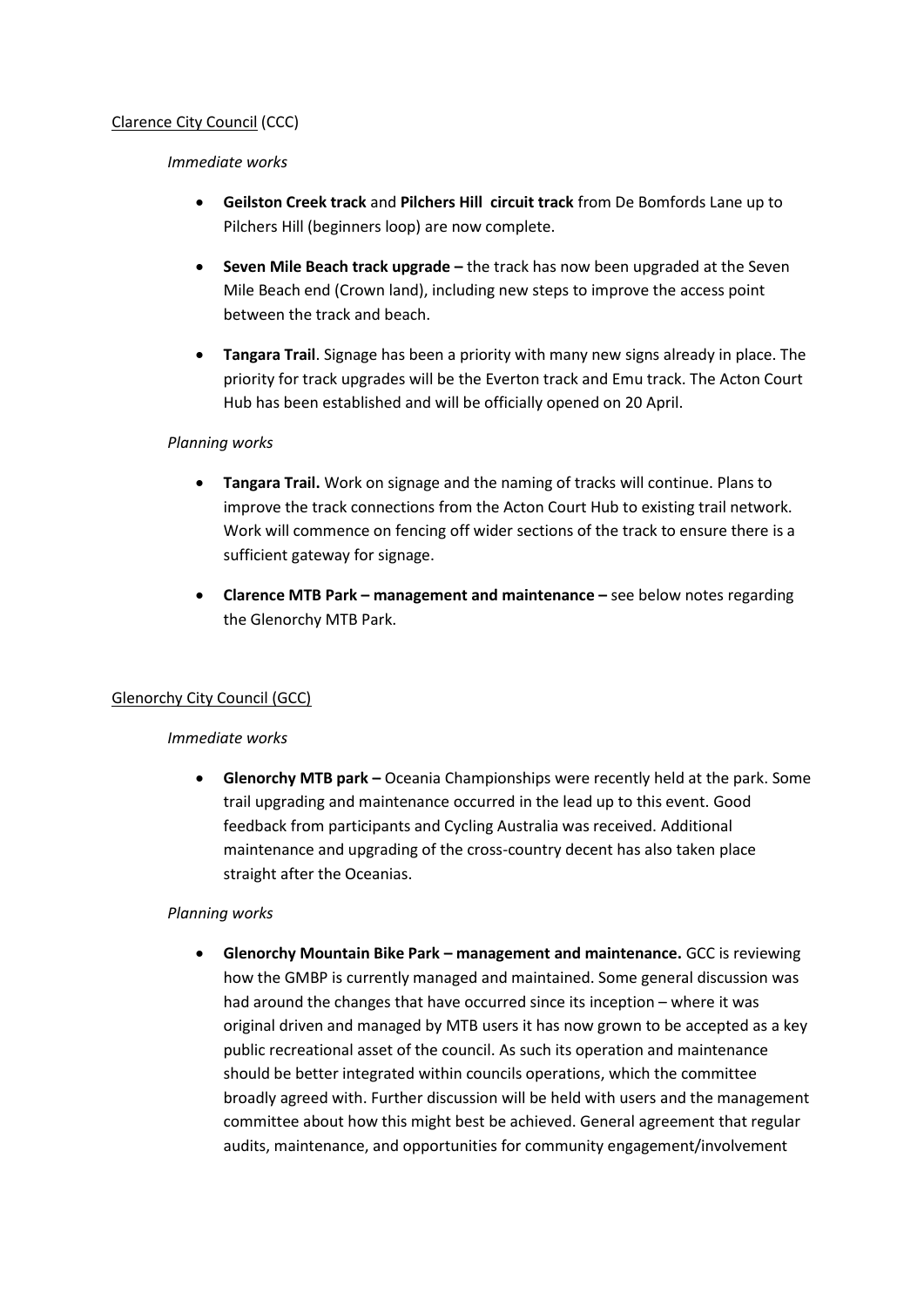Clarence City Council (CCC)

*Immediate works*

- **Geilston Creek track** and **Pilchers Hill circuit track** from De Bomfords Lane up to Pilchers Hill (beginners loop) are now complete.

- **Seven Mile Beach track upgrade –** the track has now been upgraded at the Seven Mile Beach end (Crown land), including new steps to improve the access point between the track and beach.

- **Tangara Trail**. Signage has been a priority with many new signs already in place. The priority for track upgrades will be the Everton track and Emu track. The Acton Court Hub has been established and will be officially opened on 20 April.

*Planning works*

- **Tangara Trail.** Work on signage and the naming of tracks will continue. Plans to improve the track connections from the Acton Court Hub to existing trail network. Work will commence on fencing off wider sections of the track to ensure there is a sufficient gateway for signage.

- **Clarence MTB Park – management and maintenance –** see below notes regarding the Glenorchy MTB Park.

Glenorchy City Council (GCC)

*Immediate works*

- **Glenorchy MTB park –** Oceania Championships were recently held at the park. Some trail upgrading and maintenance occurred in the lead up to this event. Good feedback from participants and Cycling Australia was received. Additional maintenance and upgrading of the cross-country decent has also taken place straight after the Oceanias.

*Planning works*

- **Glenorchy Mountain Bike Park – management and maintenance.** GCC is reviewing how the GMBP is currently managed and maintained. Some general discussion was had around the changes that have occurred since its inception – where it was original driven and managed by MTB users it has now grown to be accepted as a key public recreational asset of the council. As such its operation and maintenance should be better integrated within councils operations, which the committee broadly agreed with. Further discussion will be held with users and the management committee about how this might best be achieved. General agreement that regular audits, maintenance, and opportunities for community engagement/involvement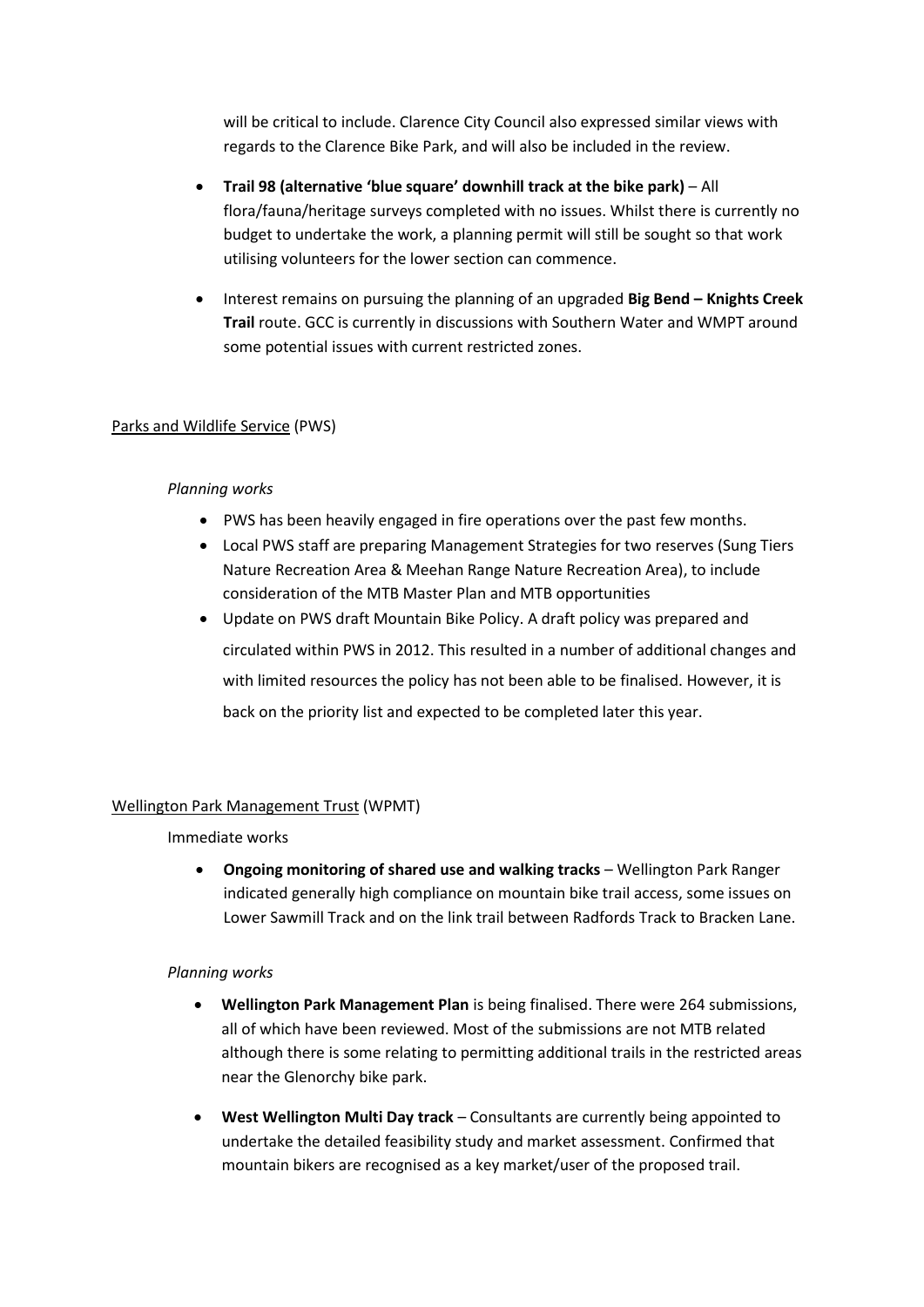will be critical to include. Clarence City Council also expressed similar views with regards to the Clarence Bike Park, and will also be included in the review.

- **Trail 98 (alternative 'blue square' downhill track at the bike park)** – All flora/fauna/heritage surveys completed with no issues. Whilst there is currently no budget to undertake the work, a planning permit will still be sought so that work utilising volunteers for the lower section can commence.

- Interest remains on pursuing the planning of an upgraded **Big Bend – Knights Creek Trail** route. GCC is currently in discussions with Southern Water and WMPT around some potential issues with current restricted zones.

<u>Parks and Wildlife Service</u> (PWS)

*Planning works*

- PWS has been heavily engaged in fire operations over the past few months.
- Local PWS staff are preparing Management Strategies for two reserves (Sung Tiers Nature Recreation Area & Meehan Range Nature Recreation Area), to include consideration of the MTB Master Plan and MTB opportunities
- Update on PWS draft Mountain Bike Policy. A draft policy was prepared and circulated within PWS in 2012. This resulted in a number of additional changes and with limited resources the policy has not been able to be finalised. However, it is back on the priority list and expected to be completed later this year.

<u>Wellington Park Management Trust</u> (WPMT)

Immediate works

- **Ongoing monitoring of shared use and walking tracks** – Wellington Park Ranger indicated generally high compliance on mountain bike trail access, some issues on Lower Sawmill Track and on the link trail between Radfords Track to Bracken Lane.

*Planning works*

- **Wellington Park Management Plan** is being finalised. There were 264 submissions, all of which have been reviewed. Most of the submissions are not MTB related although there is some relating to permitting additional trails in the restricted areas near the Glenorchy bike park.

- **West Wellington Multi Day track** – Consultants are currently being appointed to undertake the detailed feasibility study and market assessment. Confirmed that mountain bikers are recognised as a key market/user of the proposed trail.